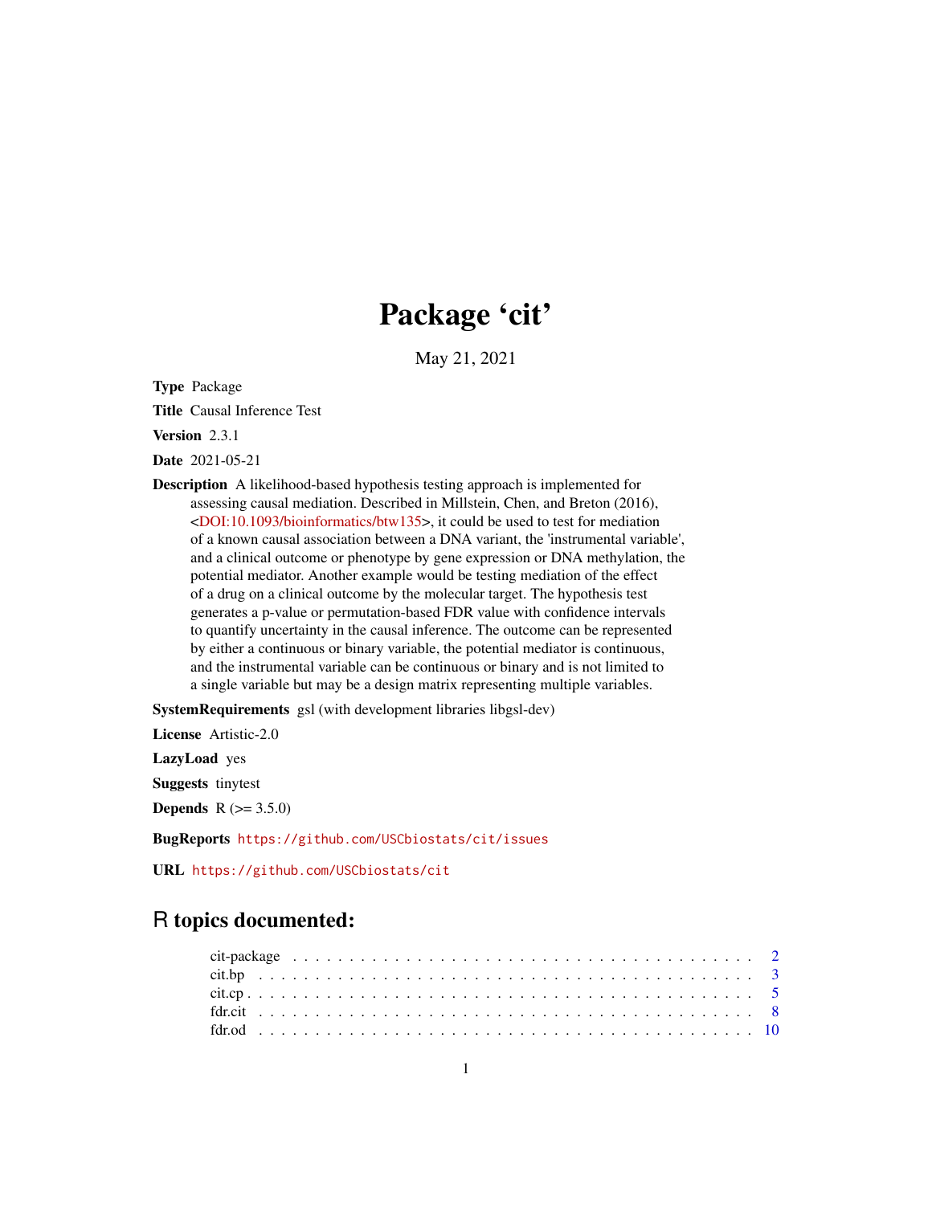# Package 'cit'

May 21, 2021

**Type** Package

**Title** Causal Inference Test

**Version** 2.3.1

**Date** 2021-05-21

**Description** A likelihood-based hypothesis testing approach is implemented for assessing causal mediation. Described in Millstein, Chen, and Breton (2016), <DOI:10.1093/bioinformatics/btw135>, it could be used to test for mediation of a known causal association between a DNA variant, the 'instrumental variable', and a clinical outcome or phenotype by gene expression or DNA methylation, the potential mediator. Another example would be testing mediation of the effect of a drug on a clinical outcome by the molecular target. The hypothesis test generates a p-value or permutation-based FDR value with confidence intervals to quantify uncertainty in the causal inference. The outcome can be represented by either a continuous or binary variable, the potential mediator is continuous, and the instrumental variable can be continuous or binary and is not limited to a single variable but may be a design matrix representing multiple variables.

**SystemRequirements** gsl (with development libraries libgsl-dev)

**License** Artistic-2.0

**LazyLoad** yes

**Suggests** tinytest

**Depends** R (>= 3.5.0)

**BugReports** https://github.com/USCbiostats/cit/issues

**URL** https://github.com/USCbiostats/cit

## R topics documented:

- cit-package . . . 2
- cit.bp . . . 3
- cit.cp . . . 5
- fdr.cit . . . 8
- fdr.od . . . 10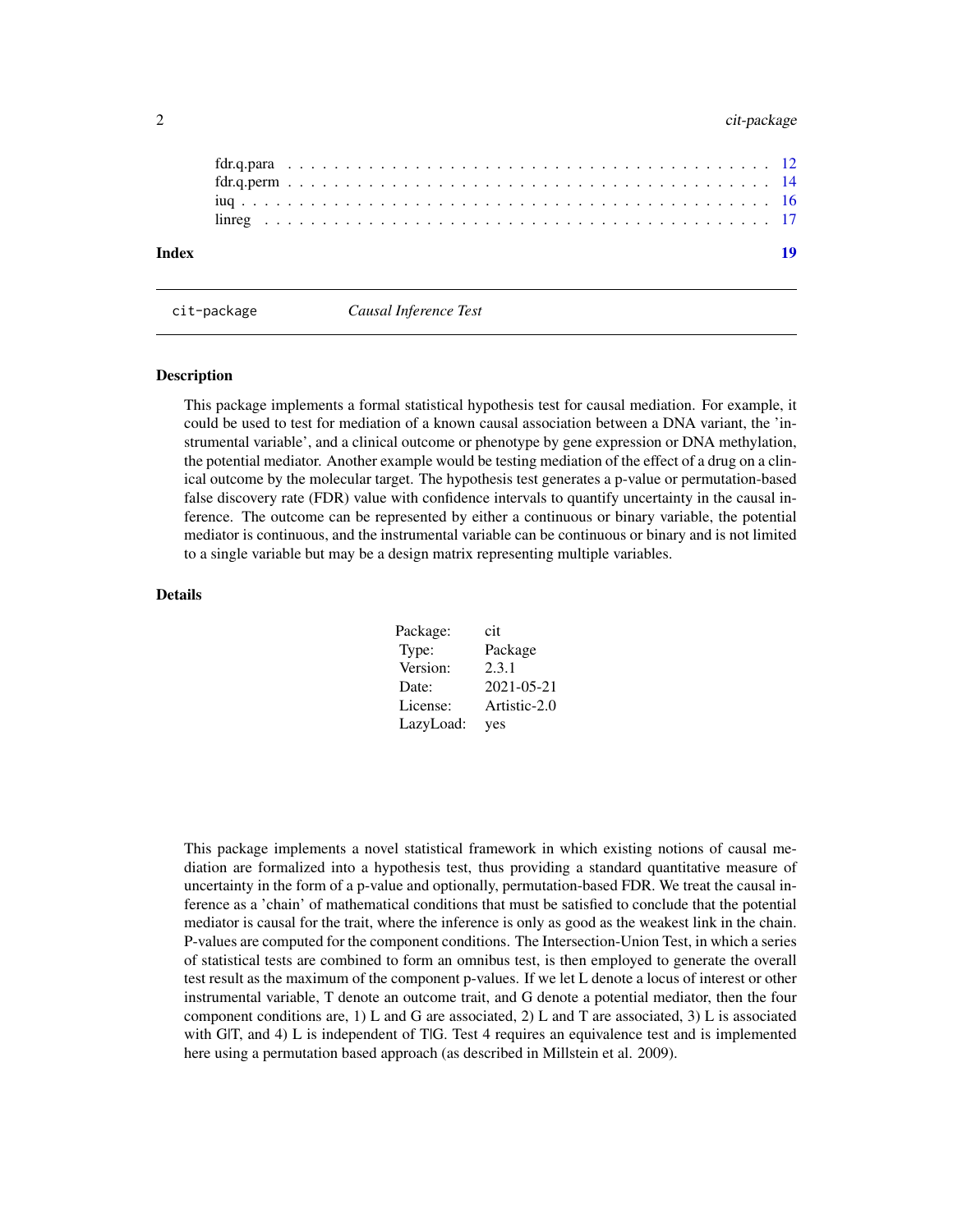fdr.q.para . . . . . . . . . . . . . . . . . . . . . . . . . . . . . . . . . . . . . . . 12
fdr.q.perm . . . . . . . . . . . . . . . . . . . . . . . . . . . . . . . . . . . . . . . 14
iuq . . . . . . . . . . . . . . . . . . . . . . . . . . . . . . . . . . . . . . . . . . . 16
linreg . . . . . . . . . . . . . . . . . . . . . . . . . . . . . . . . . . . . . . . . . 17

**Index** **19**

---

`cit-package` *Causal Inference Test*

---

## Description

This package implements a formal statistical hypothesis test for causal mediation. For example, it could be used to test for mediation of a known causal association between a DNA variant, the 'instrumental variable', and a clinical outcome or phenotype by gene expression or DNA methylation, the potential mediator. Another example would be testing mediation of the effect of a drug on a clinical outcome by the molecular target. The hypothesis test generates a p-value or permutation-based false discovery rate (FDR) value with confidence intervals to quantify uncertainty in the causal inference. The outcome can be represented by either a continuous or binary variable, the potential mediator is continuous, and the instrumental variable can be continuous or binary and is not limited to a single variable but may be a design matrix representing multiple variables.

## Details

| | |
|---|---|
| Package: | cit |
| Type: | Package |
| Version: | 2.3.1 |
| Date: | 2021-05-21 |
| License: | Artistic-2.0 |
| LazyLoad: | yes |

This package implements a novel statistical framework in which existing notions of causal mediation are formalized into a hypothesis test, thus providing a standard quantitative measure of uncertainty in the form of a p-value and optionally, permutation-based FDR. We treat the causal inference as a 'chain' of mathematical conditions that must be satisfied to conclude that the potential mediator is causal for the trait, where the inference is only as good as the weakest link in the chain. P-values are computed for the component conditions. The Intersection-Union Test, in which a series of statistical tests are combined to form an omnibus test, is then employed to generate the overall test result as the maximum of the component p-values. If we let L denote a locus of interest or other instrumental variable, T denote an outcome trait, and G denote a potential mediator, then the four component conditions are, 1) L and G are associated, 2) L and T are associated, 3) L is associated with G|T, and 4) L is independent of T|G. Test 4 requires an equivalence test and is implemented here using a permutation based approach (as described in Millstein et al. 2009).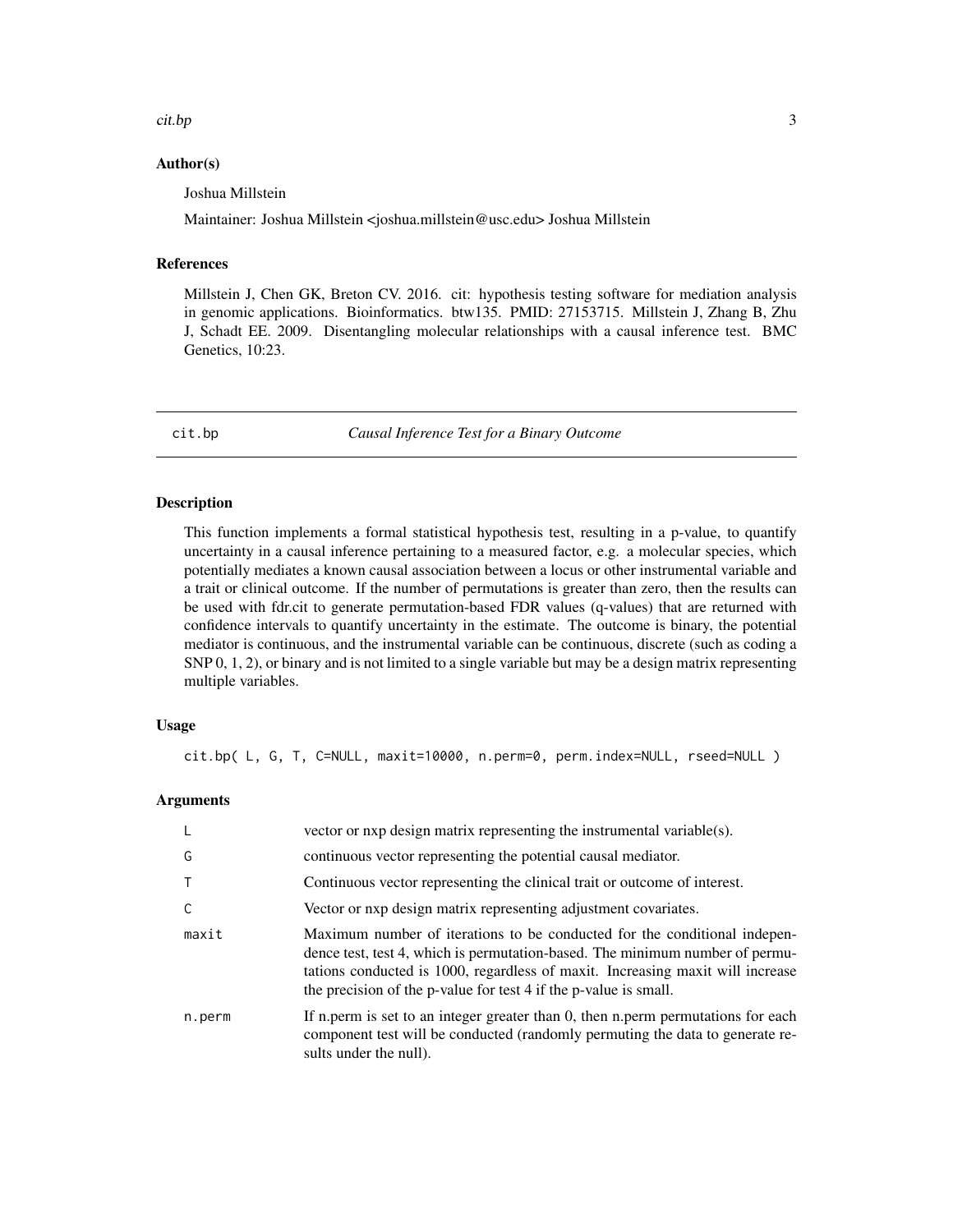## Author(s)

Joshua Millstein

Maintainer: Joshua Millstein <joshua.millstein@usc.edu> Joshua Millstein

## References

Millstein J, Chen GK, Breton CV. 2016. cit: hypothesis testing software for mediation analysis in genomic applications. Bioinformatics. btw135. PMID: 27153715. Millstein J, Zhang B, Zhu J, Schadt EE. 2009. Disentangling molecular relationships with a causal inference test. BMC Genetics, 10:23.

---

# cit.bp — *Causal Inference Test for a Binary Outcome*

## Description

This function implements a formal statistical hypothesis test, resulting in a p-value, to quantify uncertainty in a causal inference pertaining to a measured factor, e.g. a molecular species, which potentially mediates a known causal association between a locus or other instrumental variable and a trait or clinical outcome. If the number of permutations is greater than zero, then the results can be used with fdr.cit to generate permutation-based FDR values (q-values) that are returned with confidence intervals to quantify uncertainty in the estimate. The outcome is binary, the potential mediator is continuous, and the instrumental variable can be continuous, discrete (such as coding a SNP 0, 1, 2), or binary and is not limited to a single variable but may be a design matrix representing multiple variables.

## Usage

```
cit.bp( L, G, T, C=NULL, maxit=10000, n.perm=0, perm.index=NULL, rseed=NULL )
```

## Arguments

| | |
|---|---|
| L | vector or nxp design matrix representing the instrumental variable(s). |
| G | continuous vector representing the potential causal mediator. |
| T | Continuous vector representing the clinical trait or outcome of interest. |
| C | Vector or nxp design matrix representing adjustment covariates. |
| maxit | Maximum number of iterations to be conducted for the conditional independence test, test 4, which is permutation-based. The minimum number of permutations conducted is 1000, regardless of maxit. Increasing maxit will increase the precision of the p-value for test 4 if the p-value is small. |
| n.perm | If n.perm is set to an integer greater than 0, then n.perm permutations for each component test will be conducted (randomly permuting the data to generate results under the null). |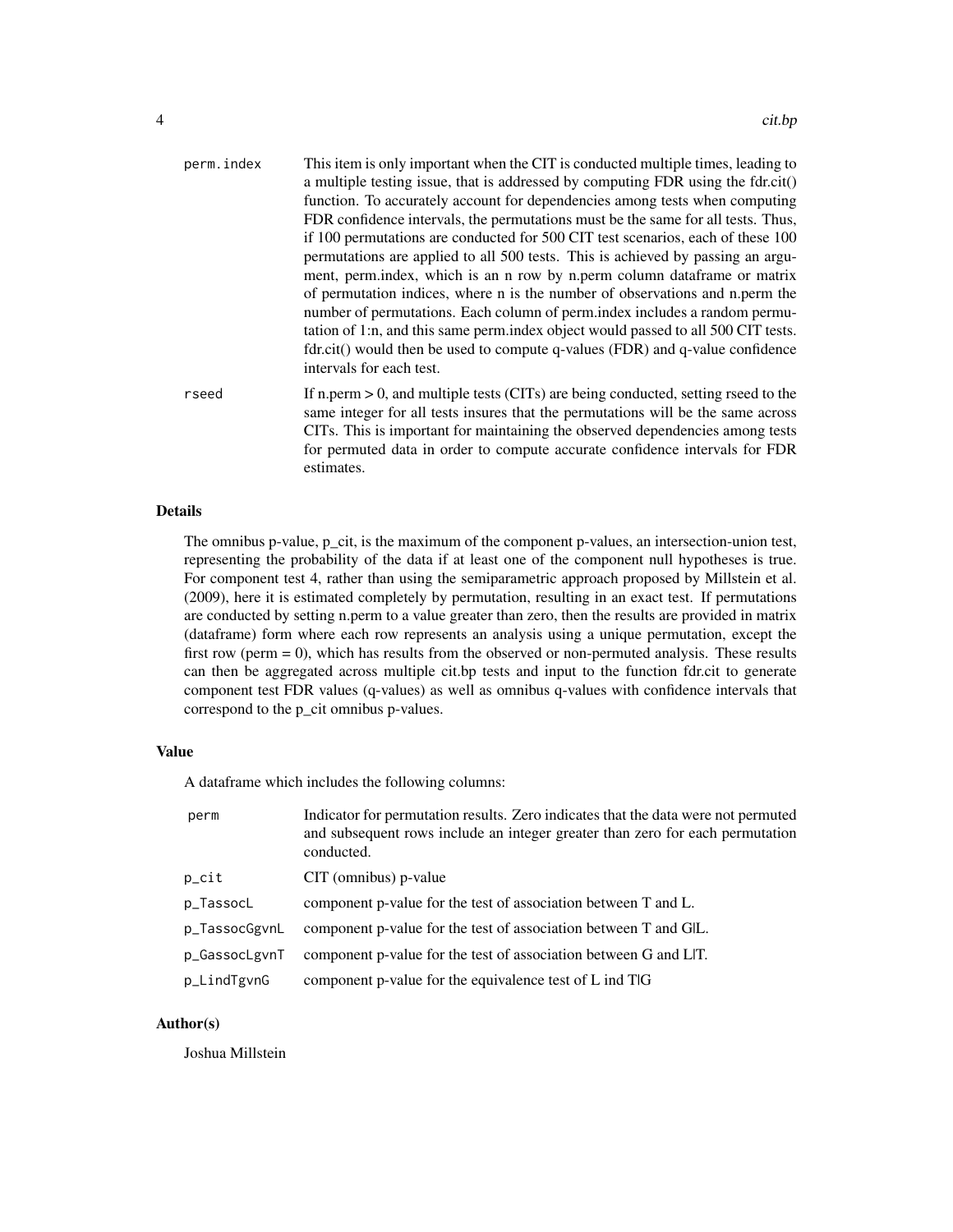| | |
|---|---|
| perm.index | This item is only important when the CIT is conducted multiple times, leading to a multiple testing issue, that is addressed by computing FDR using the fdr.cit() function. To accurately account for dependencies among tests when computing FDR confidence intervals, the permutations must be the same for all tests. Thus, if 100 permutations are conducted for 500 CIT test scenarios, each of these 100 permutations are applied to all 500 tests. This is achieved by passing an argument, perm.index, which is an n row by n.perm column dataframe or matrix of permutation indices, where n is the number of observations and n.perm the number of permutations. Each column of perm.index includes a random permutation of 1:n, and this same perm.index object would passed to all 500 CIT tests. fdr.cit() would then be used to compute q-values (FDR) and q-value confidence intervals for each test. |
| rseed | If n.perm > 0, and multiple tests (CITs) are being conducted, setting rseed to the same integer for all tests insures that the permutations will be the same across CITs. This is important for maintaining the observed dependencies among tests for permuted data in order to compute accurate confidence intervals for FDR estimates. |

## Details

The omnibus p-value, p_cit, is the maximum of the component p-values, an intersection-union test, representing the probability of the data if at least one of the component null hypotheses is true. For component test 4, rather than using the semiparametric approach proposed by Millstein et al. (2009), here it is estimated completely by permutation, resulting in an exact test. If permutations are conducted by setting n.perm to a value greater than zero, then the results are provided in matrix (dataframe) form where each row represents an analysis using a unique permutation, except the first row (perm = 0), which has results from the observed or non-permuted analysis. These results can then be aggregated across multiple cit.bp tests and input to the function fdr.cit to generate component test FDR values (q-values) as well as omnibus q-values with confidence intervals that correspond to the p_cit omnibus p-values.

## Value

A dataframe which includes the following columns:

| | |
|---|---|
| perm | Indicator for permutation results. Zero indicates that the data were not permuted and subsequent rows include an integer greater than zero for each permutation conducted. |
| p_cit | CIT (omnibus) p-value |
| p_TassocL | component p-value for the test of association between T and L. |
| p_TassocGgvnL | component p-value for the test of association between T and G\|L. |
| p_GassocLgvnT | component p-value for the test of association between G and L\|T. |
| p_LindTgvnG | component p-value for the equivalence test of L ind T\|G |

## Author(s)

Joshua Millstein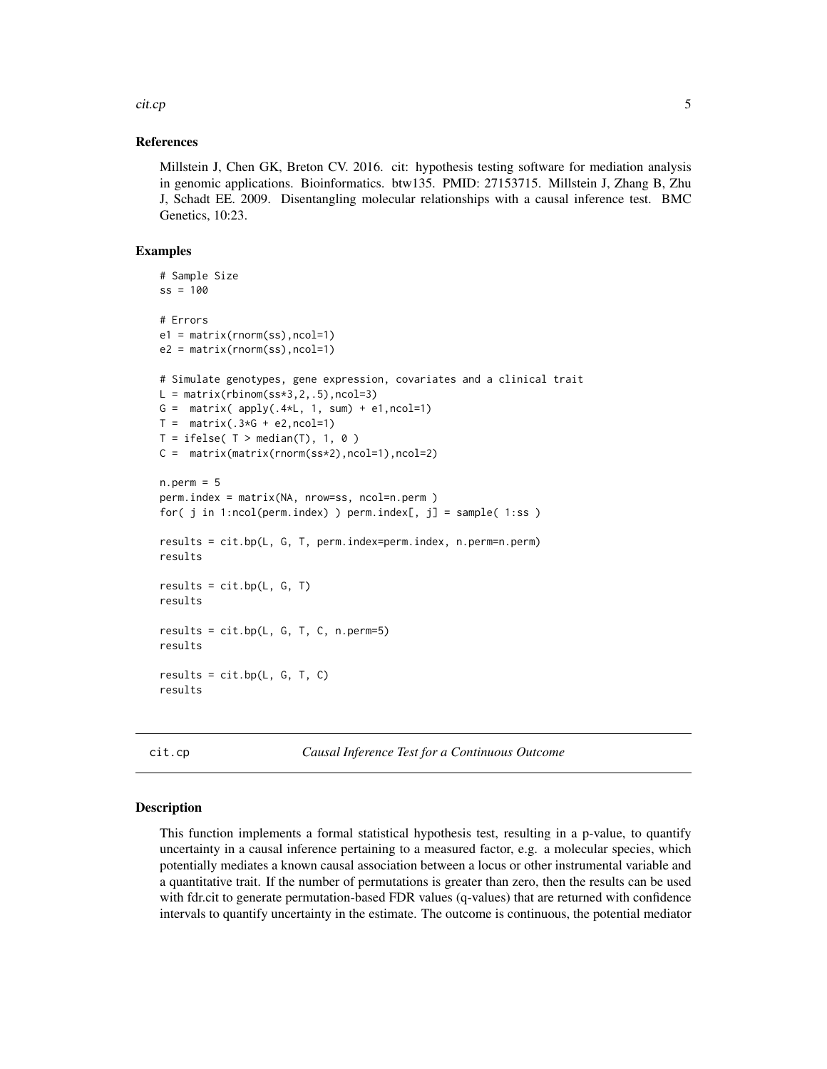### References

Millstein J, Chen GK, Breton CV. 2016. cit: hypothesis testing software for mediation analysis in genomic applications. Bioinformatics. btw135. PMID: 27153715. Millstein J, Zhang B, Zhu J, Schadt EE. 2009. Disentangling molecular relationships with a causal inference test. BMC Genetics, 10:23.

### Examples

```
# Sample Size
ss = 100

# Errors
e1 = matrix(rnorm(ss),ncol=1)
e2 = matrix(rnorm(ss),ncol=1)

# Simulate genotypes, gene expression, covariates and a clinical trait
L = matrix(rbinom(ss*3,2,.5),ncol=3)
G =  matrix( apply(.4*L, 1, sum) + e1,ncol=1)
T =  matrix(.3*G + e2,ncol=1)
T = ifelse( T > median(T), 1, 0 )
C =  matrix(matrix(rnorm(ss*2),ncol=1),ncol=2)

n.perm = 5
perm.index = matrix(NA, nrow=ss, ncol=n.perm )
for( j in 1:ncol(perm.index) ) perm.index[, j] = sample( 1:ss )

results = cit.bp(L, G, T, perm.index=perm.index, n.perm=n.perm)
results

results = cit.bp(L, G, T)
results

results = cit.bp(L, G, T, C, n.perm=5)
results

results = cit.bp(L, G, T, C)
results
```

## cit.cp — *Causal Inference Test for a Continuous Outcome*

### Description

This function implements a formal statistical hypothesis test, resulting in a p-value, to quantify uncertainty in a causal inference pertaining to a measured factor, e.g. a molecular species, which potentially mediates a known causal association between a locus or other instrumental variable and a quantitative trait. If the number of permutations is greater than zero, then the results can be used with fdr.cit to generate permutation-based FDR values (q-values) that are returned with confidence intervals to quantify uncertainty in the estimate. The outcome is continuous, the potential mediator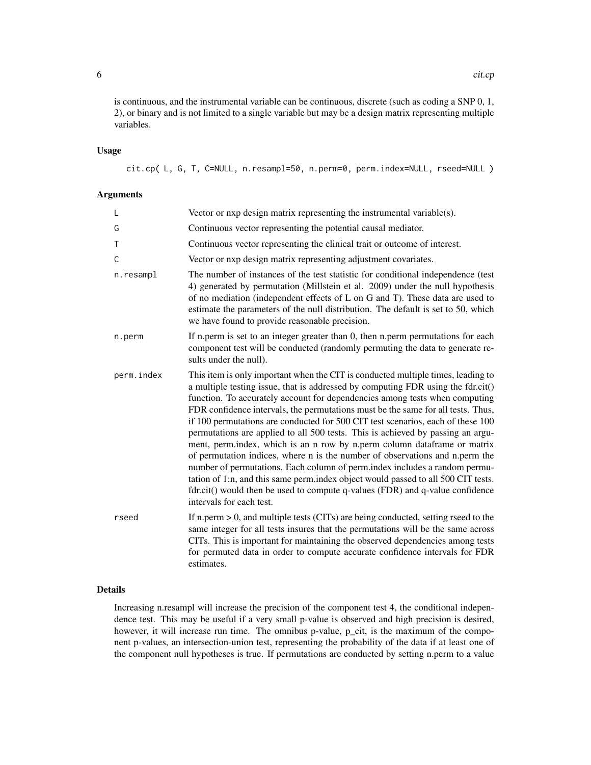is continuous, and the instrumental variable can be continuous, discrete (such as coding a SNP 0, 1, 2), or binary and is not limited to a single variable but may be a design matrix representing multiple variables.

## Usage

```
cit.cp( L, G, T, C=NULL, n.resampl=50, n.perm=0, perm.index=NULL, rseed=NULL )
```

## Arguments

| | |
|---|---|
| L | Vector or nxp design matrix representing the instrumental variable(s). |
| G | Continuous vector representing the potential causal mediator. |
| T | Continuous vector representing the clinical trait or outcome of interest. |
| C | Vector or nxp design matrix representing adjustment covariates. |
| n.resampl | The number of instances of the test statistic for conditional independence (test 4) generated by permutation (Millstein et al. 2009) under the null hypothesis of no mediation (independent effects of L on G and T). These data are used to estimate the parameters of the null distribution. The default is set to 50, which we have found to provide reasonable precision. |
| n.perm | If n.perm is set to an integer greater than 0, then n.perm permutations for each component test will be conducted (randomly permuting the data to generate results under the null). |
| perm.index | This item is only important when the CIT is conducted multiple times, leading to a multiple testing issue, that is addressed by computing FDR using the fdr.cit() function. To accurately account for dependencies among tests when computing FDR confidence intervals, the permutations must be the same for all tests. Thus, if 100 permutations are conducted for 500 CIT test scenarios, each of these 100 permutations are applied to all 500 tests. This is achieved by passing an argument, perm.index, which is an n row by n.perm column dataframe or matrix of permutation indices, where n is the number of observations and n.perm the number of permutations. Each column of perm.index includes a random permutation of 1:n, and this same perm.index object would passed to all 500 CIT tests. fdr.cit() would then be used to compute q-values (FDR) and q-value confidence intervals for each test. |
| rseed | If n.perm > 0, and multiple tests (CITs) are being conducted, setting rseed to the same integer for all tests insures that the permutations will be the same across CITs. This is important for maintaining the observed dependencies among tests for permuted data in order to compute accurate confidence intervals for FDR estimates. |

## Details

Increasing n.resampl will increase the precision of the component test 4, the conditional independence test. This may be useful if a very small p-value is observed and high precision is desired, however, it will increase run time. The omnibus p-value, p_cit, is the maximum of the component p-values, an intersection-union test, representing the probability of the data if at least one of the component null hypotheses is true. If permutations are conducted by setting n.perm to a value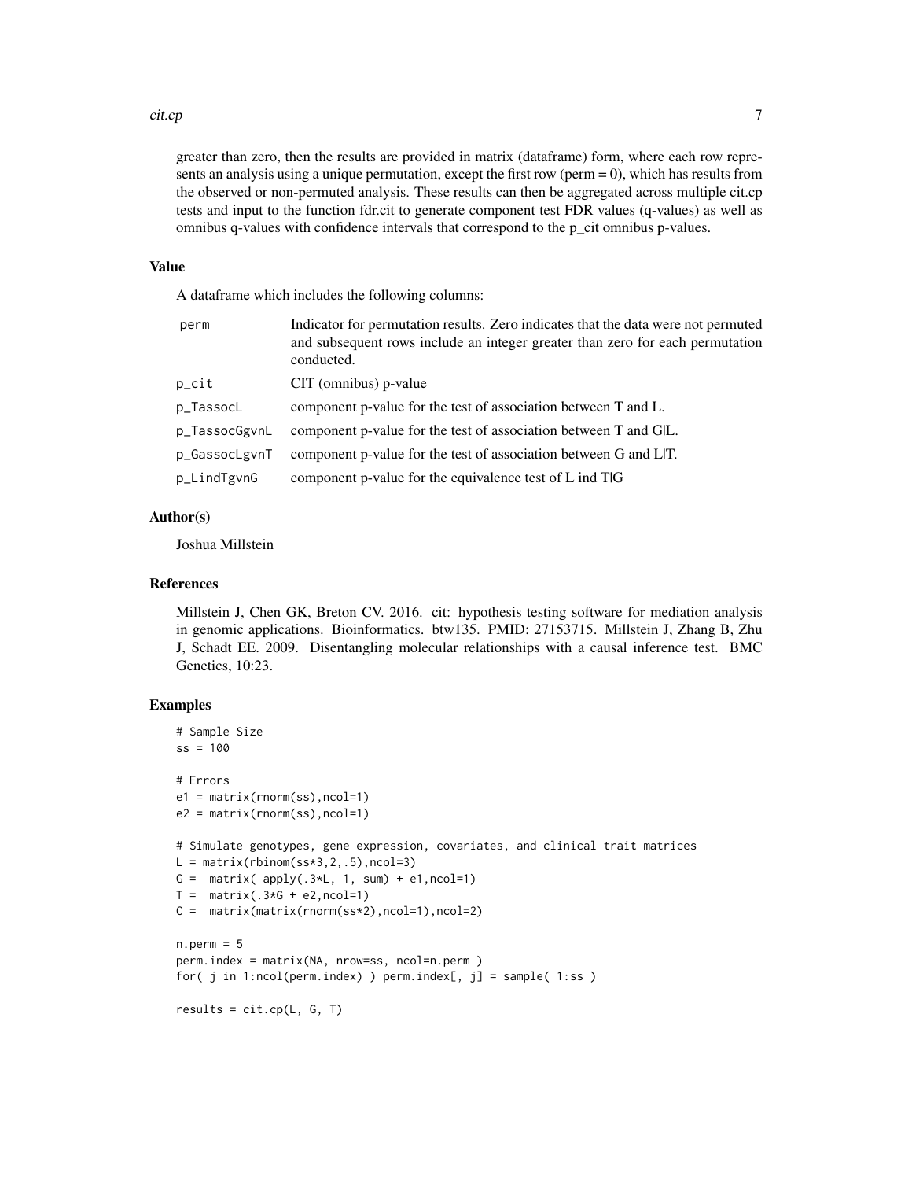greater than zero, then the results are provided in matrix (dataframe) form, where each row represents an analysis using a unique permutation, except the first row (perm = 0), which has results from the observed or non-permuted analysis. These results can then be aggregated across multiple cit.cp tests and input to the function fdr.cit to generate component test FDR values (q-values) as well as omnibus q-values with confidence intervals that correspond to the p_cit omnibus p-values.

### Value

A dataframe which includes the following columns:

| | |
|---|---|
| perm | Indicator for permutation results. Zero indicates that the data were not permuted and subsequent rows include an integer greater than zero for each permutation conducted. |
| p_cit | CIT (omnibus) p-value |
| p_TassocL | component p-value for the test of association between T and L. |
| p_TassocGgvnL | component p-value for the test of association between T and G\|L. |
| p_GassocLgvnT | component p-value for the test of association between G and L\|T. |
| p_LindTgvnG | component p-value for the equivalence test of L ind T\|G |

### Author(s)

Joshua Millstein

### References

Millstein J, Chen GK, Breton CV. 2016. cit: hypothesis testing software for mediation analysis in genomic applications. Bioinformatics. btw135. PMID: 27153715. Millstein J, Zhang B, Zhu J, Schadt EE. 2009. Disentangling molecular relationships with a causal inference test. BMC Genetics, 10:23.

### Examples

```
# Sample Size
ss = 100

# Errors
e1 = matrix(rnorm(ss),ncol=1)
e2 = matrix(rnorm(ss),ncol=1)

# Simulate genotypes, gene expression, covariates, and clinical trait matrices
L = matrix(rbinom(ss*3,2,.5),ncol=3)
G =  matrix( apply(.3*L, 1, sum) + e1,ncol=1)
T =  matrix(.3*G + e2,ncol=1)
C =  matrix(matrix(rnorm(ss*2),ncol=1),ncol=2)

n.perm = 5
perm.index = matrix(NA, nrow=ss, ncol=n.perm )
for( j in 1:ncol(perm.index) ) perm.index[, j] = sample( 1:ss )

results = cit.cp(L, G, T)
```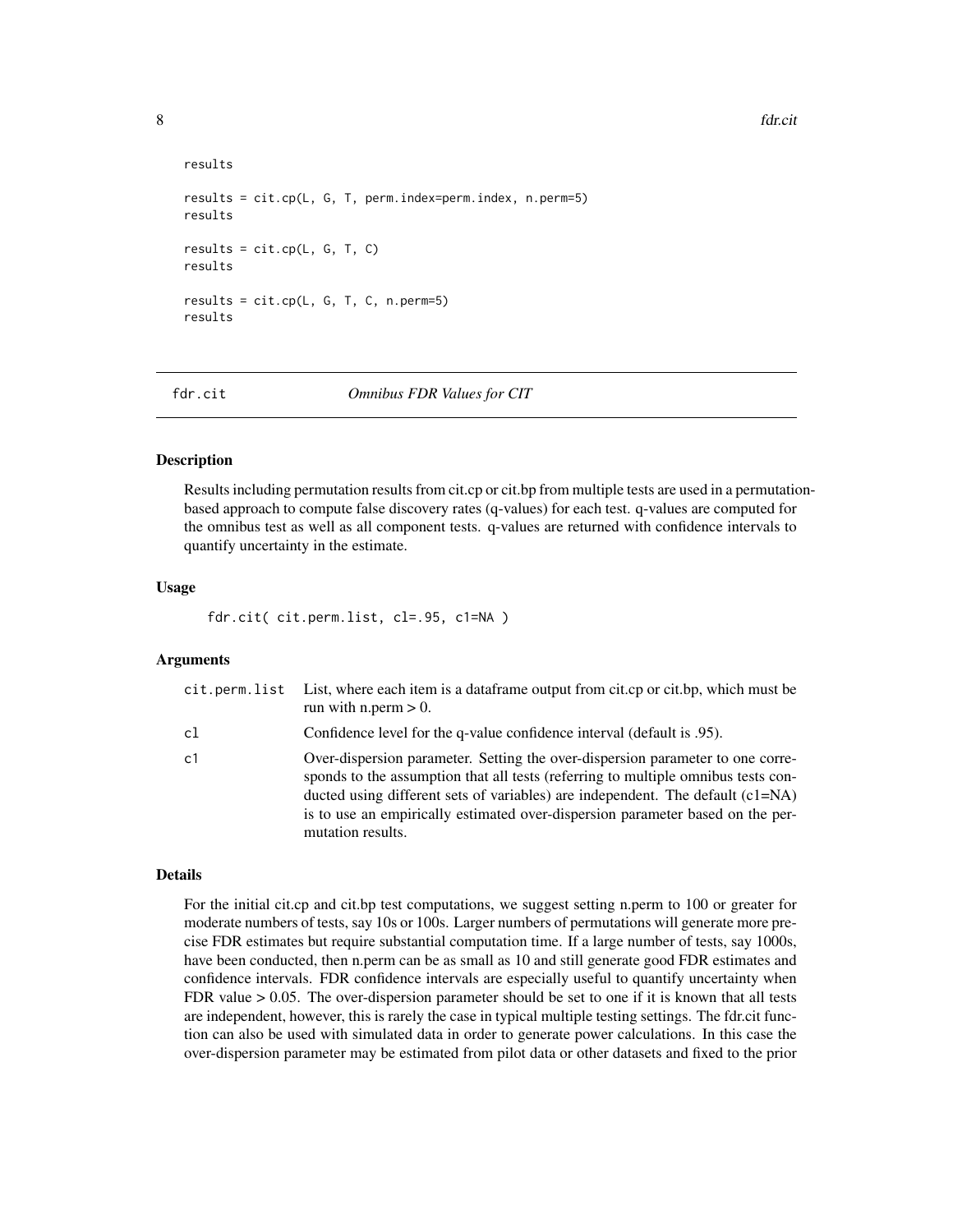```
results

results = cit.cp(L, G, T, perm.index=perm.index, n.perm=5)
results

results = cit.cp(L, G, T, C)
results

results = cit.cp(L, G, T, C, n.perm=5)
results
```

## fdr.cit — *Omnibus FDR Values for CIT*

### Description

Results including permutation results from cit.cp or cit.bp from multiple tests are used in a permutation-based approach to compute false discovery rates (q-values) for each test. q-values are computed for the omnibus test as well as all component tests. q-values are returned with confidence intervals to quantify uncertainty in the estimate.

### Usage

```
fdr.cit( cit.perm.list, cl=.95, c1=NA )
```

### Arguments

| | |
|---|---|
| cit.perm.list | List, where each item is a dataframe output from cit.cp or cit.bp, which must be run with n.perm > 0. |
| cl | Confidence level for the q-value confidence interval (default is .95). |
| c1 | Over-dispersion parameter. Setting the over-dispersion parameter to one corresponds to the assumption that all tests (referring to multiple omnibus tests conducted using different sets of variables) are independent. The default (c1=NA) is to use an empirically estimated over-dispersion parameter based on the permutation results. |

### Details

For the initial cit.cp and cit.bp test computations, we suggest setting n.perm to 100 or greater for moderate numbers of tests, say 10s or 100s. Larger numbers of permutations will generate more precise FDR estimates but require substantial computation time. If a large number of tests, say 1000s, have been conducted, then n.perm can be as small as 10 and still generate good FDR estimates and confidence intervals. FDR confidence intervals are especially useful to quantify uncertainty when FDR value > 0.05. The over-dispersion parameter should be set to one if it is known that all tests are independent, however, this is rarely the case in typical multiple testing settings. The fdr.cit function can also be used with simulated data in order to generate power calculations. In this case the over-dispersion parameter may be estimated from pilot data or other datasets and fixed to the prior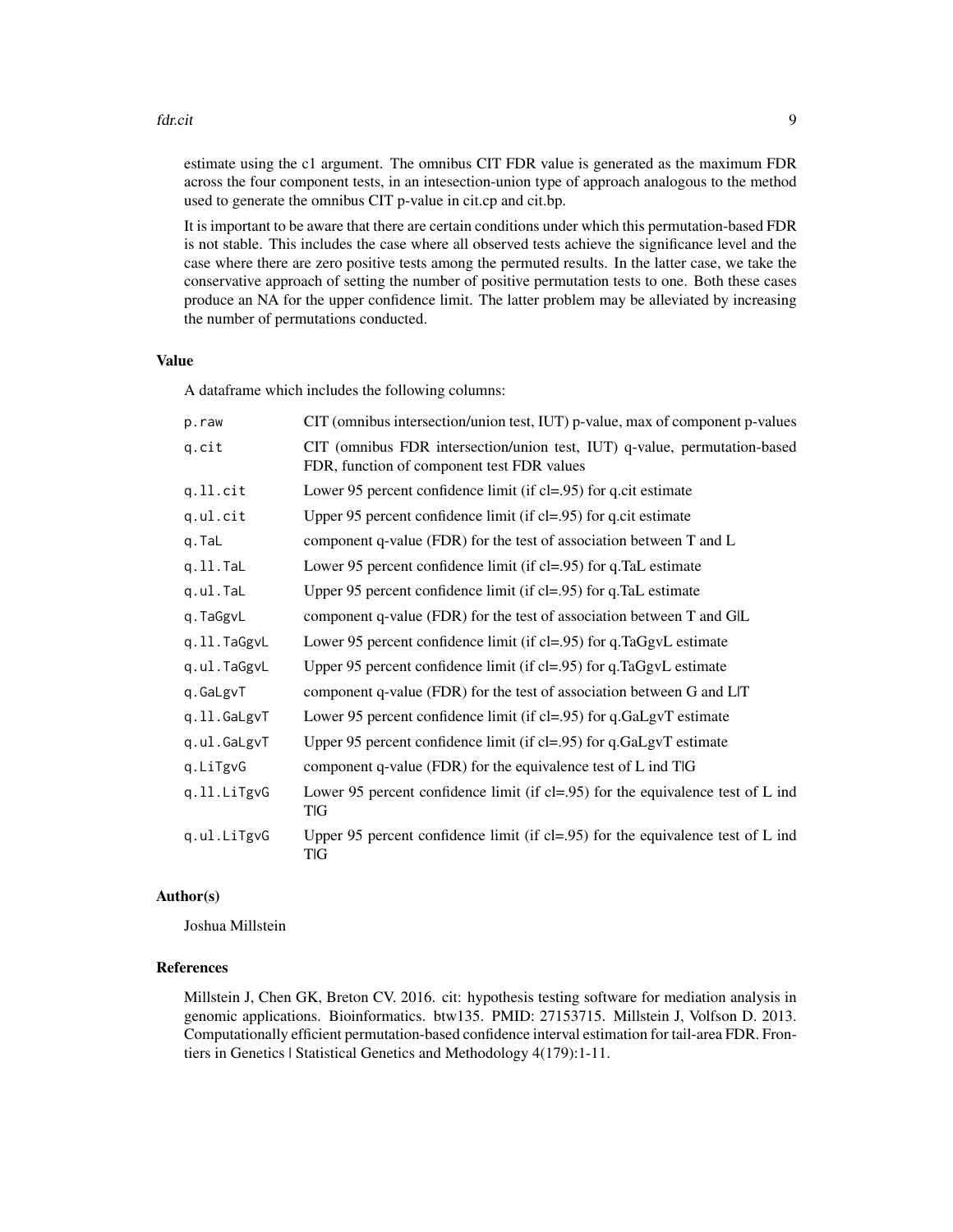estimate using the c1 argument. The omnibus CIT FDR value is generated as the maximum FDR across the four component tests, in an intesection-union type of approach analogous to the method used to generate the omnibus CIT p-value in cit.cp and cit.bp.

It is important to be aware that there are certain conditions under which this permutation-based FDR is not stable. This includes the case where all observed tests achieve the significance level and the case where there are zero positive tests among the permuted results. In the latter case, we take the conservative approach of setting the number of positive permutation tests to one. Both these cases produce an NA for the upper confidence limit. The latter problem may be alleviated by increasing the number of permutations conducted.

### Value

A dataframe which includes the following columns:

| | |
|---|---|
| `p.raw` | CIT (omnibus intersection/union test, IUT) p-value, max of component p-values |
| `q.cit` | CIT (omnibus FDR intersection/union test, IUT) q-value, permutation-based FDR, function of component test FDR values |
| `q.ll.cit` | Lower 95 percent confidence limit (if cl=.95) for q.cit estimate |
| `q.ul.cit` | Upper 95 percent confidence limit (if cl=.95) for q.cit estimate |
| `q.TaL` | component q-value (FDR) for the test of association between T and L |
| `q.ll.TaL` | Lower 95 percent confidence limit (if cl=.95) for q.TaL estimate |
| `q.ul.TaL` | Upper 95 percent confidence limit (if cl=.95) for q.TaL estimate |
| `q.TaGgvL` | component q-value (FDR) for the test of association between T and G\|L |
| `q.ll.TaGgvL` | Lower 95 percent confidence limit (if cl=.95) for q.TaGgvL estimate |
| `q.ul.TaGgvL` | Upper 95 percent confidence limit (if cl=.95) for q.TaGgvL estimate |
| `q.GaLgvT` | component q-value (FDR) for the test of association between G and L\|T |
| `q.ll.GaLgvT` | Lower 95 percent confidence limit (if cl=.95) for q.GaLgvT estimate |
| `q.ul.GaLgvT` | Upper 95 percent confidence limit (if cl=.95) for q.GaLgvT estimate |
| `q.LiTgvG` | component q-value (FDR) for the equivalence test of L ind T\|G |
| `q.ll.LiTgvG` | Lower 95 percent confidence limit (if cl=.95) for the equivalence test of L ind T\|G |
| `q.ul.LiTgvG` | Upper 95 percent confidence limit (if cl=.95) for the equivalence test of L ind T\|G |

### Author(s)

Joshua Millstein

### References

Millstein J, Chen GK, Breton CV. 2016. cit: hypothesis testing software for mediation analysis in genomic applications. Bioinformatics. btw135. PMID: 27153715. Millstein J, Volfson D. 2013. Computationally efficient permutation-based confidence interval estimation for tail-area FDR. Frontiers in Genetics | Statistical Genetics and Methodology 4(179):1-11.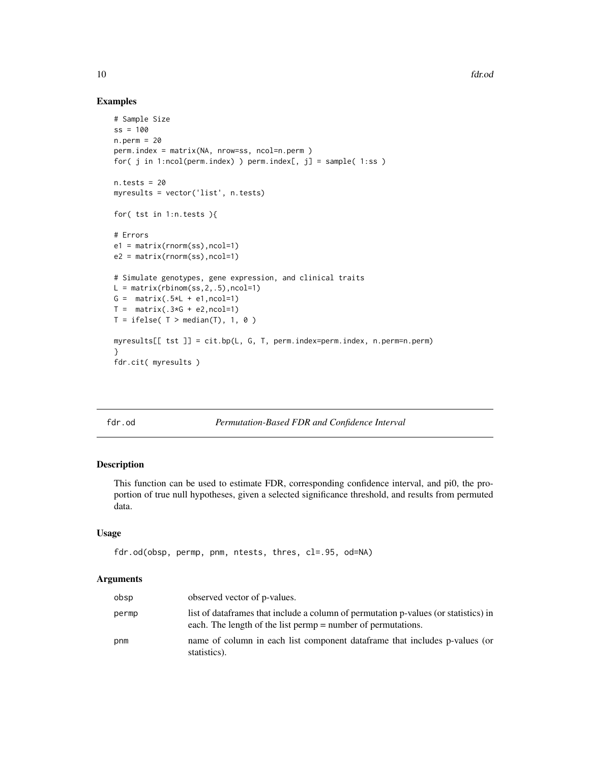## Examples

```
# Sample Size
ss = 100
n.perm = 20
perm.index = matrix(NA, nrow=ss, ncol=n.perm )
for( j in 1:ncol(perm.index) ) perm.index[, j] = sample( 1:ss )

n.tests = 20
myresults = vector('list', n.tests)

for( tst in 1:n.tests ){

# Errors
e1 = matrix(rnorm(ss),ncol=1)
e2 = matrix(rnorm(ss),ncol=1)

# Simulate genotypes, gene expression, and clinical traits
L = matrix(rbinom(ss,2,.5),ncol=1)
G =  matrix(.5*L + e1,ncol=1)
T =  matrix(.3*G + e2,ncol=1)
T = ifelse( T > median(T), 1, 0 )

myresults[[ tst ]] = cit.bp(L, G, T, perm.index=perm.index, n.perm=n.perm)
}
fdr.cit( myresults )
```

---

# fdr.od — *Permutation-Based FDR and Confidence Interval*

## Description

This function can be used to estimate FDR, corresponding confidence interval, and pi0, the proportion of true null hypotheses, given a selected significance threshold, and results from permuted data.

## Usage

```
fdr.od(obsp, permp, pnm, ntests, thres, cl=.95, od=NA)
```

## Arguments

| | |
|---|---|
| obsp | observed vector of p-values. |
| permp | list of dataframes that include a column of permutation p-values (or statistics) in each. The length of the list permp = number of permutations. |
| pnm | name of column in each list component dataframe that includes p-values (or statistics). |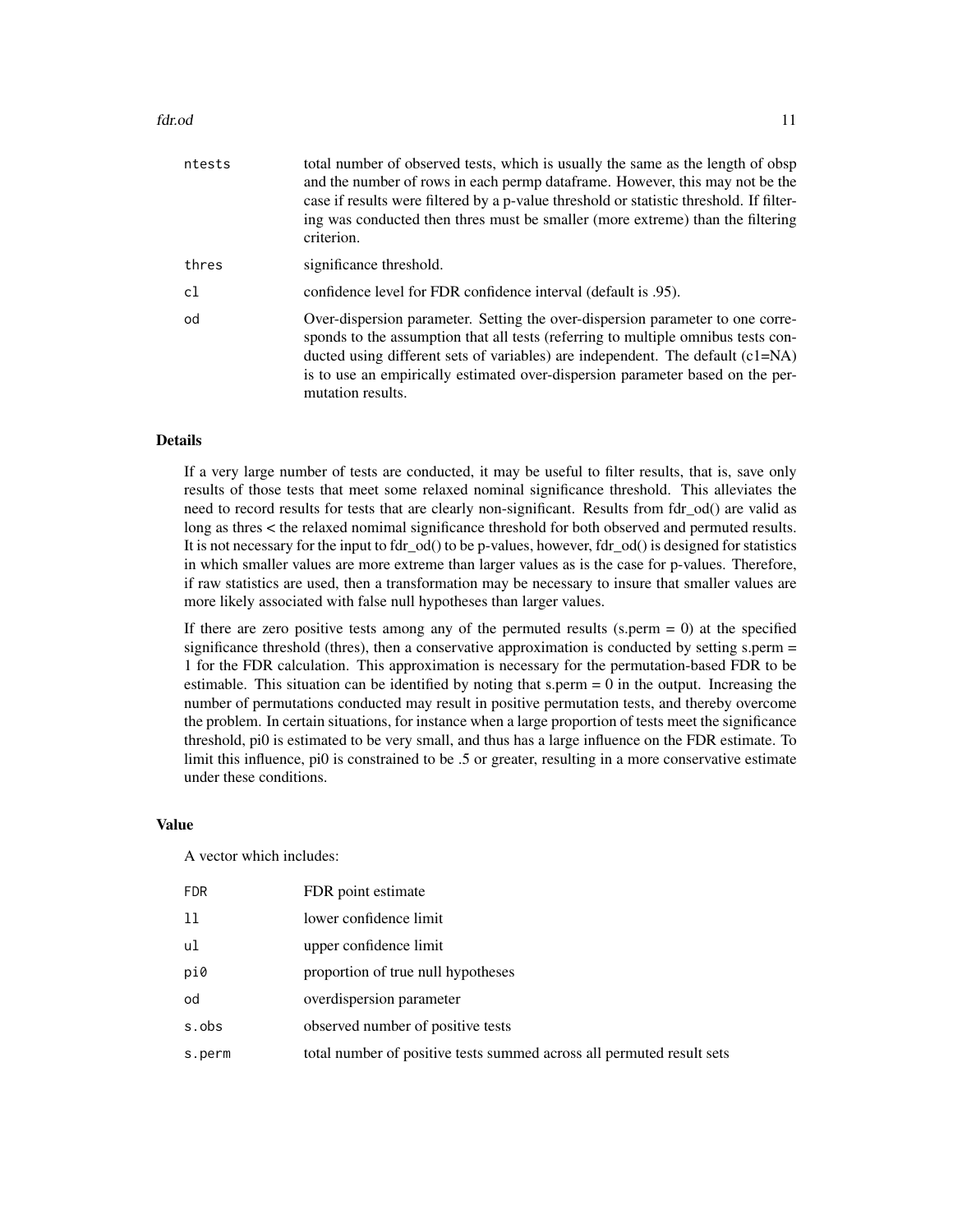| | |
|---|---|
| ntests | total number of observed tests, which is usually the same as the length of obsp and the number of rows in each permp dataframe. However, this may not be the case if results were filtered by a p-value threshold or statistic threshold. If filtering was conducted then thres must be smaller (more extreme) than the filtering criterion. |
| thres | significance threshold. |
| cl | confidence level for FDR confidence interval (default is .95). |
| od | Over-dispersion parameter. Setting the over-dispersion parameter to one corresponds to the assumption that all tests (referring to multiple omnibus tests conducted using different sets of variables) are independent. The default (c1=NA) is to use an empirically estimated over-dispersion parameter based on the permutation results. |

## Details

If a very large number of tests are conducted, it may be useful to filter results, that is, save only results of those tests that meet some relaxed nominal significance threshold. This alleviates the need to record results for tests that are clearly non-significant. Results from fdr_od() are valid as long as thres < the relaxed nomimal significance threshold for both observed and permuted results. It is not necessary for the input to fdr_od() to be p-values, however, fdr_od() is designed for statistics in which smaller values are more extreme than larger values as is the case for p-values. Therefore, if raw statistics are used, then a transformation may be necessary to insure that smaller values are more likely associated with false null hypotheses than larger values.

If there are zero positive tests among any of the permuted results (s.perm = 0) at the specified significance threshold (thres), then a conservative approximation is conducted by setting s.perm = 1 for the FDR calculation. This approximation is necessary for the permutation-based FDR to be estimable. This situation can be identified by noting that s.perm = 0 in the output. Increasing the number of permutations conducted may result in positive permutation tests, and thereby overcome the problem. In certain situations, for instance when a large proportion of tests meet the significance threshold, pi0 is estimated to be very small, and thus has a large influence on the FDR estimate. To limit this influence, pi0 is constrained to be .5 or greater, resulting in a more conservative estimate under these conditions.

## Value

A vector which includes:

| | |
|---|---|
| FDR | FDR point estimate |
| ll | lower confidence limit |
| ul | upper confidence limit |
| pi0 | proportion of true null hypotheses |
| od | overdispersion parameter |
| s.obs | observed number of positive tests |
| s.perm | total number of positive tests summed across all permuted result sets |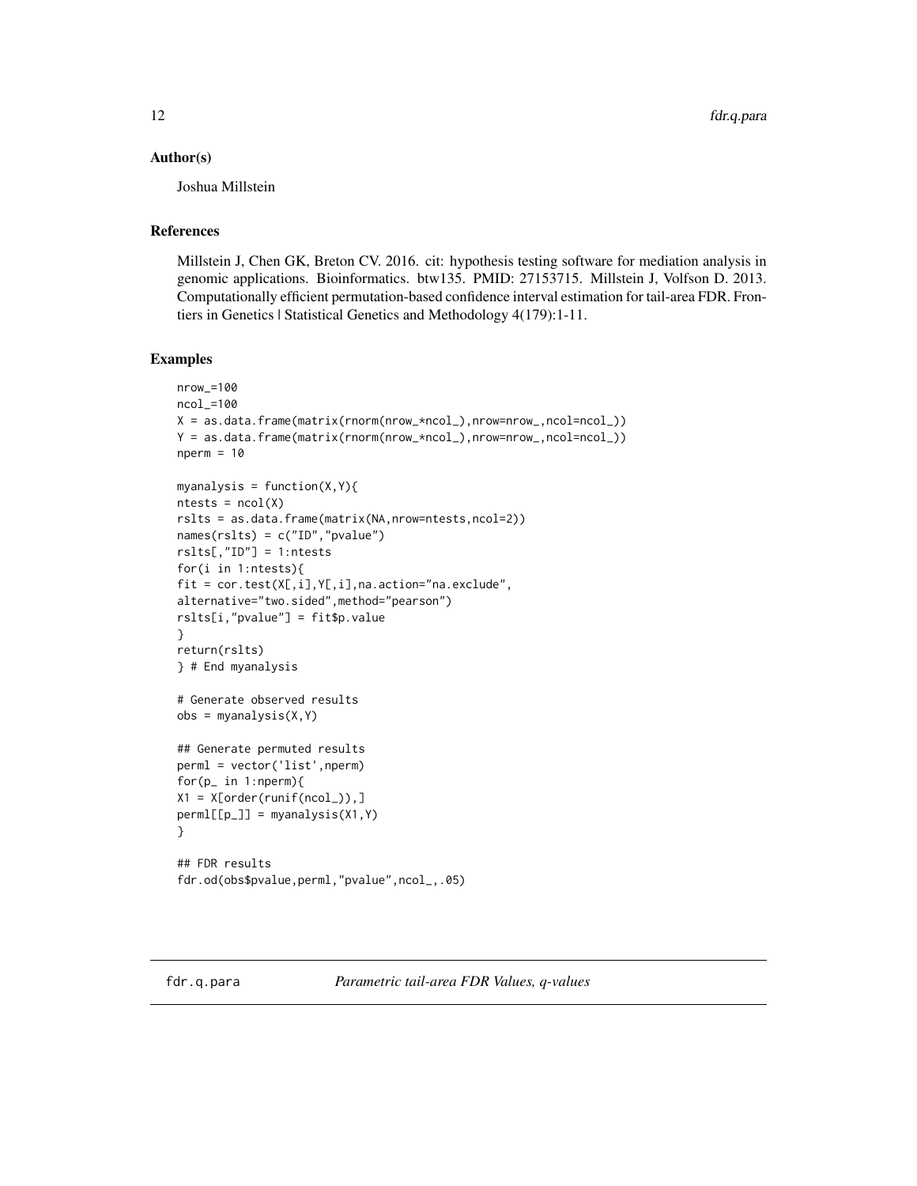### Author(s)

Joshua Millstein

### References

Millstein J, Chen GK, Breton CV. 2016. cit: hypothesis testing software for mediation analysis in genomic applications. Bioinformatics. btw135. PMID: 27153715. Millstein J, Volfson D. 2013. Computationally efficient permutation-based confidence interval estimation for tail-area FDR. Frontiers in Genetics | Statistical Genetics and Methodology 4(179):1-11.

### Examples

```
nrow_=100
ncol_=100
X = as.data.frame(matrix(rnorm(nrow_*ncol_),nrow=nrow_,ncol=ncol_))
Y = as.data.frame(matrix(rnorm(nrow_*ncol_),nrow=nrow_,ncol=ncol_))
nperm = 10

myanalysis = function(X,Y){
ntests = ncol(X)
rslts = as.data.frame(matrix(NA,nrow=ntests,ncol=2))
names(rslts) = c("ID","pvalue")
rslts[,"ID"] = 1:ntests
for(i in 1:ntests){
fit = cor.test(X[,i],Y[,i],na.action="na.exclude",
alternative="two.sided",method="pearson")
rslts[i,"pvalue"] = fit$p.value
}
return(rslts)
} # End myanalysis

# Generate observed results
obs = myanalysis(X,Y)

## Generate permuted results
perml = vector('list',nperm)
for(p_ in 1:nperm){
X1 = X[order(runif(ncol_)),]
perml[[p_]] = myanalysis(X1,Y)
}

## FDR results
fdr.od(obs$pvalue,perml,"pvalue",ncol_,.05)
```

## fdr.q.para *Parametric tail-area FDR Values, q-values*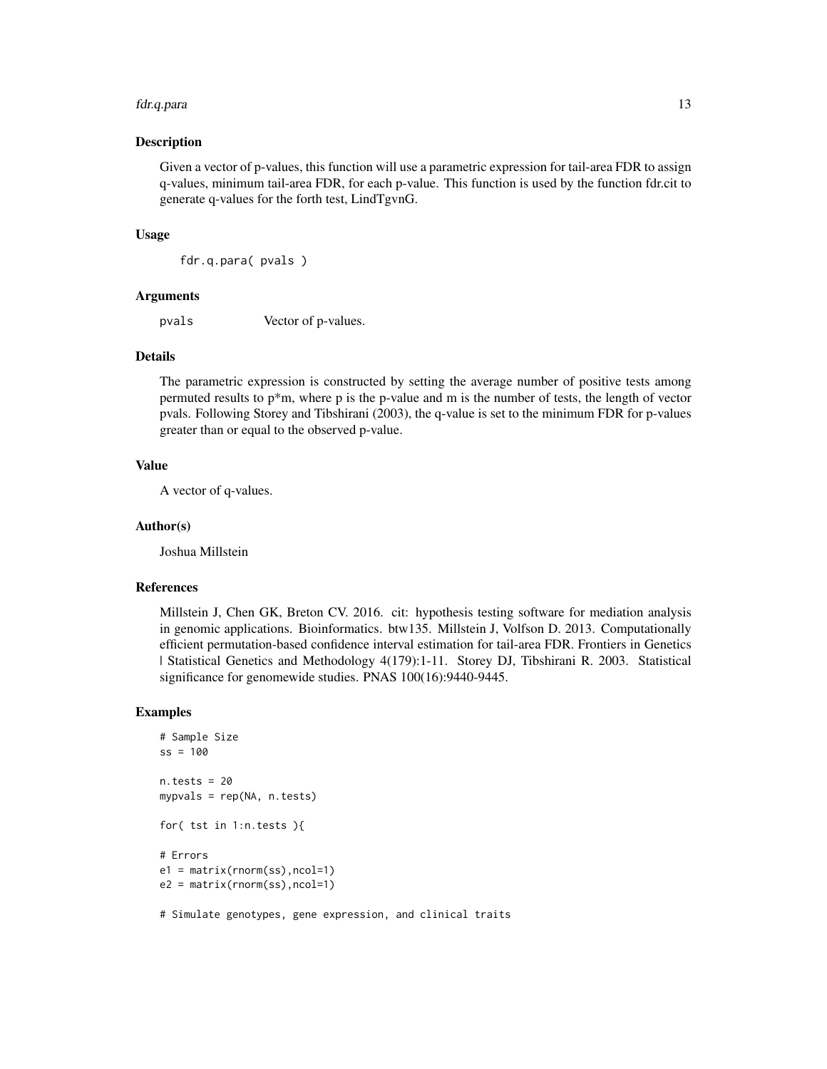### Description

Given a vector of p-values, this function will use a parametric expression for tail-area FDR to assign q-values, minimum tail-area FDR, for each p-value. This function is used by the function fdr.cit to generate q-values for the forth test, LindTgvnG.

### Usage

```
fdr.q.para( pvals )
```

### Arguments

| | |
|---|---|
| pvals | Vector of p-values. |

### Details

The parametric expression is constructed by setting the average number of positive tests among permuted results to p*m, where p is the p-value and m is the number of tests, the length of vector pvals. Following Storey and Tibshirani (2003), the q-value is set to the minimum FDR for p-values greater than or equal to the observed p-value.

### Value

A vector of q-values.

### Author(s)

Joshua Millstein

### References

Millstein J, Chen GK, Breton CV. 2016. cit: hypothesis testing software for mediation analysis in genomic applications. Bioinformatics. btw135. Millstein J, Volfson D. 2013. Computationally efficient permutation-based confidence interval estimation for tail-area FDR. Frontiers in Genetics | Statistical Genetics and Methodology 4(179):1-11. Storey DJ, Tibshirani R. 2003. Statistical significance for genomewide studies. PNAS 100(16):9440-9445.

### Examples

```
# Sample Size
ss = 100

n.tests = 20
mypvals = rep(NA, n.tests)

for( tst in 1:n.tests ){

# Errors
e1 = matrix(rnorm(ss),ncol=1)
e2 = matrix(rnorm(ss),ncol=1)

# Simulate genotypes, gene expression, and clinical traits
```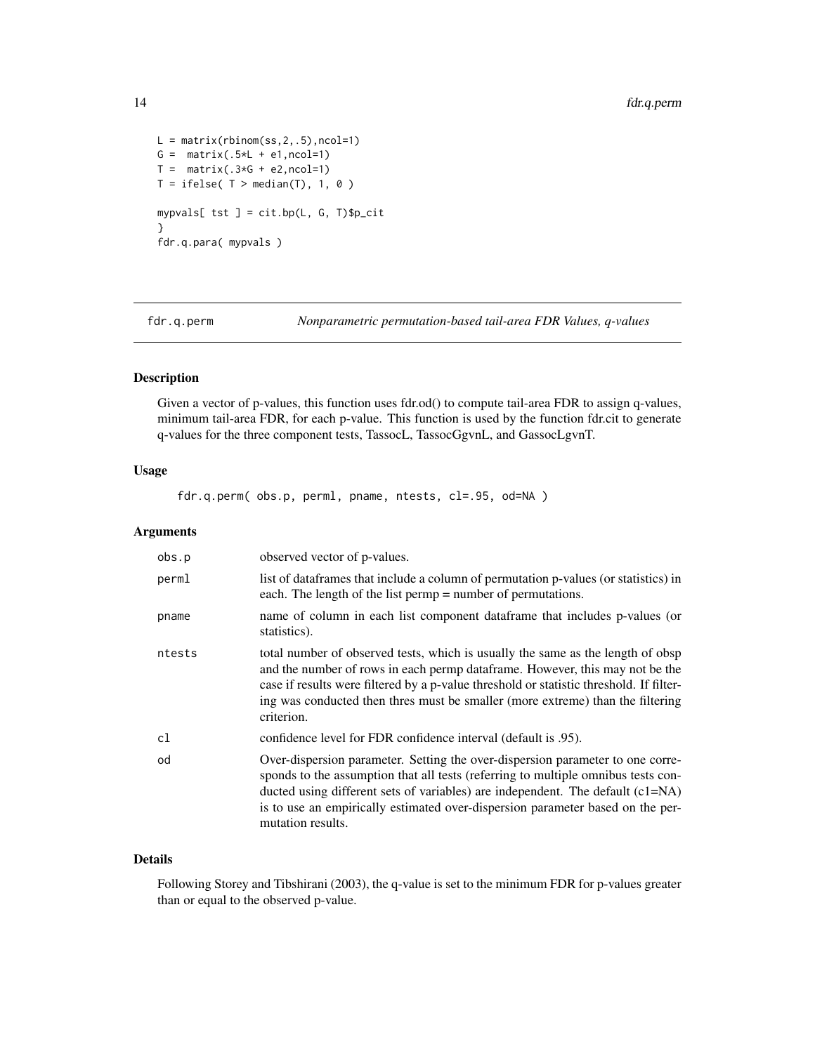```
L = matrix(rbinom(ss,2,.5),ncol=1)
G =  matrix(.5*L + e1,ncol=1)
T =  matrix(.3*G + e2,ncol=1)
T = ifelse( T > median(T), 1, 0 )

mypvals[ tst ] = cit.bp(L, G, T)$p_cit
}
fdr.q.para( mypvals )
```

## fdr.q.perm — *Nonparametric permutation-based tail-area FDR Values, q-values*

### Description

Given a vector of p-values, this function uses fdr.od() to compute tail-area FDR to assign q-values, minimum tail-area FDR, for each p-value. This function is used by the function fdr.cit to generate q-values for the three component tests, TassocL, TassocGgvnL, and GassocLgvnT.

### Usage

```
fdr.q.perm( obs.p, perml, pname, ntests, cl=.95, od=NA )
```

### Arguments

| | |
|---|---|
| obs.p | observed vector of p-values. |
| perml | list of dataframes that include a column of permutation p-values (or statistics) in each. The length of the list permp = number of permutations. |
| pname | name of column in each list component dataframe that includes p-values (or statistics). |
| ntests | total number of observed tests, which is usually the same as the length of obsp and the number of rows in each permp dataframe. However, this may not be the case if results were filtered by a p-value threshold or statistic threshold. If filtering was conducted then thres must be smaller (more extreme) than the filtering criterion. |
| cl | confidence level for FDR confidence interval (default is .95). |
| od | Over-dispersion parameter. Setting the over-dispersion parameter to one corresponds to the assumption that all tests (referring to multiple omnibus tests conducted using different sets of variables) are independent. The default (c1=NA) is to use an empirically estimated over-dispersion parameter based on the permutation results. |

### Details

Following Storey and Tibshirani (2003), the q-value is set to the minimum FDR for p-values greater than or equal to the observed p-value.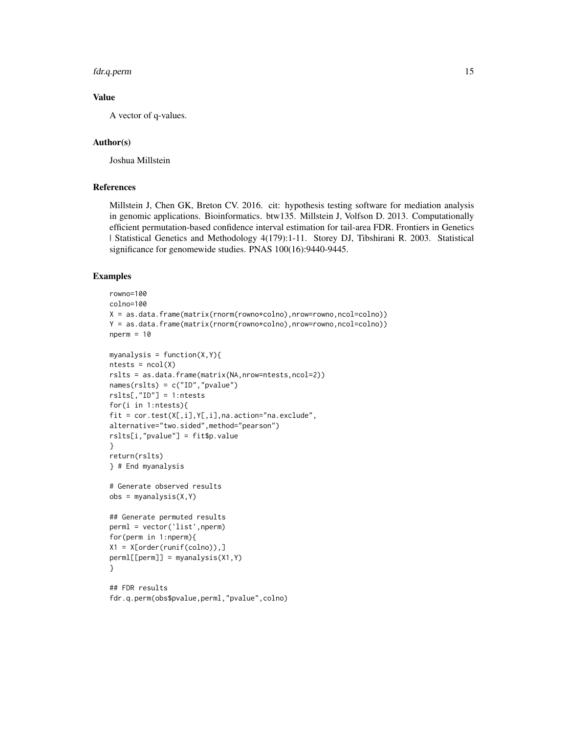## Value

A vector of q-values.

## Author(s)

Joshua Millstein

## References

Millstein J, Chen GK, Breton CV. 2016. cit: hypothesis testing software for mediation analysis in genomic applications. Bioinformatics. btw135. Millstein J, Volfson D. 2013. Computationally efficient permutation-based confidence interval estimation for tail-area FDR. Frontiers in Genetics | Statistical Genetics and Methodology 4(179):1-11. Storey DJ, Tibshirani R. 2003. Statistical significance for genomewide studies. PNAS 100(16):9440-9445.

## Examples

```
rowno=100
colno=100
X = as.data.frame(matrix(rnorm(rowno*colno),nrow=rowno,ncol=colno))
Y = as.data.frame(matrix(rnorm(rowno*colno),nrow=rowno,ncol=colno))
nperm = 10

myanalysis = function(X,Y){
ntests = ncol(X)
rslts = as.data.frame(matrix(NA,nrow=ntests,ncol=2))
names(rslts) = c("ID","pvalue")
rslts[,"ID"] = 1:ntests
for(i in 1:ntests){
fit = cor.test(X[,i],Y[,i],na.action="na.exclude",
alternative="two.sided",method="pearson")
rslts[i,"pvalue"] = fit$p.value
}
return(rslts)
} # End myanalysis

# Generate observed results
obs = myanalysis(X,Y)

## Generate permuted results
perml = vector('list',nperm)
for(perm in 1:nperm){
X1 = X[order(runif(colno)),]
perml[[perm]] = myanalysis(X1,Y)
}

## FDR results
fdr.q.perm(obs$pvalue,perml,"pvalue",colno)
```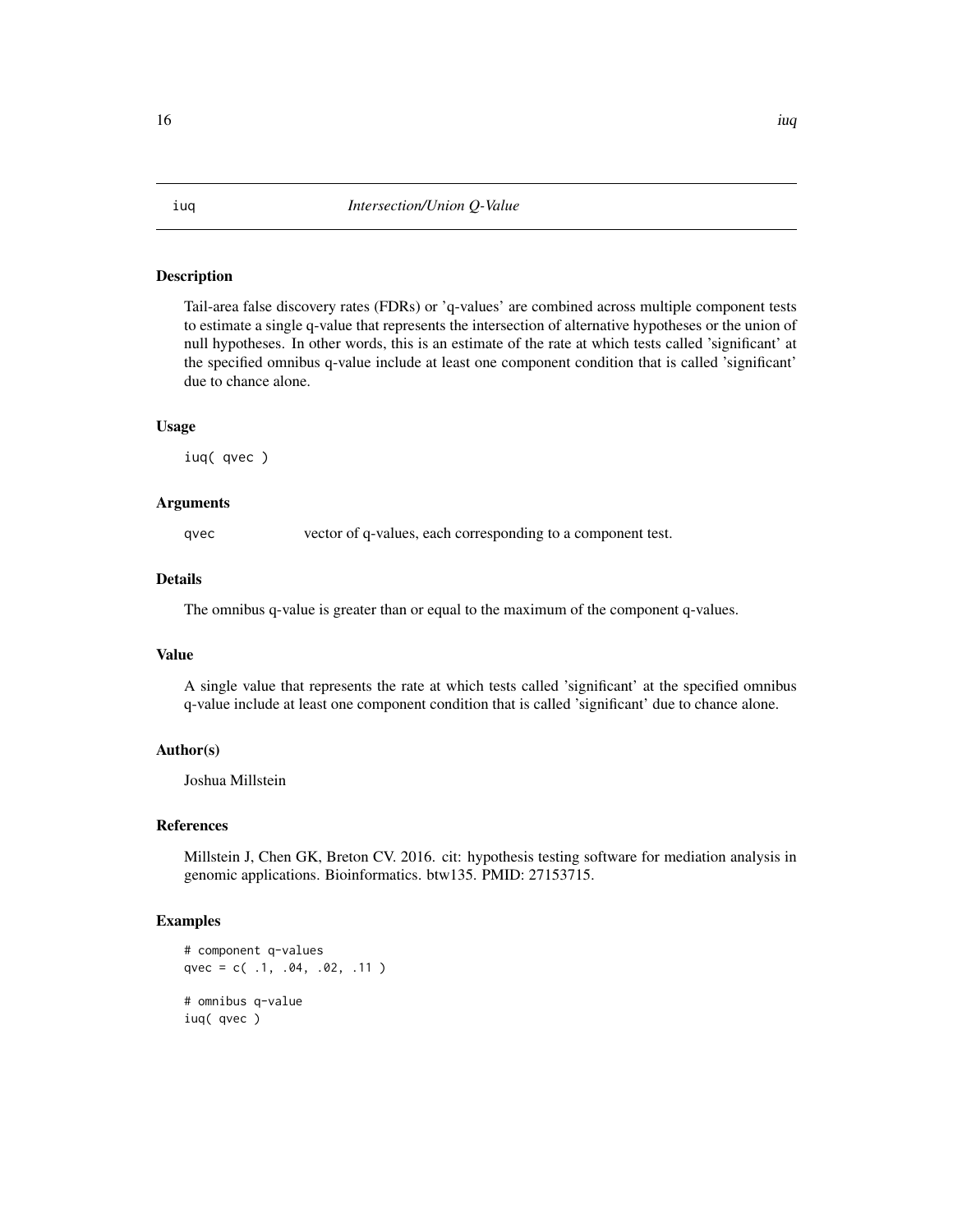## iuq — *Intersection/Union Q-Value*

### Description

Tail-area false discovery rates (FDRs) or 'q-values' are combined across multiple component tests to estimate a single q-value that represents the intersection of alternative hypotheses or the union of null hypotheses. In other words, this is an estimate of the rate at which tests called 'significant' at the specified omnibus q-value include at least one component condition that is called 'significant' due to chance alone.

### Usage

```
iuq( qvec )
```

### Arguments

| | |
|---|---|
| qvec | vector of q-values, each corresponding to a component test. |

### Details

The omnibus q-value is greater than or equal to the maximum of the component q-values.

### Value

A single value that represents the rate at which tests called 'significant' at the specified omnibus q-value include at least one component condition that is called 'significant' due to chance alone.

### Author(s)

Joshua Millstein

### References

Millstein J, Chen GK, Breton CV. 2016. cit: hypothesis testing software for mediation analysis in genomic applications. Bioinformatics. btw135. PMID: 27153715.

### Examples

```
# component q-values
qvec = c( .1, .04, .02, .11 )

# omnibus q-value
iuq( qvec )
```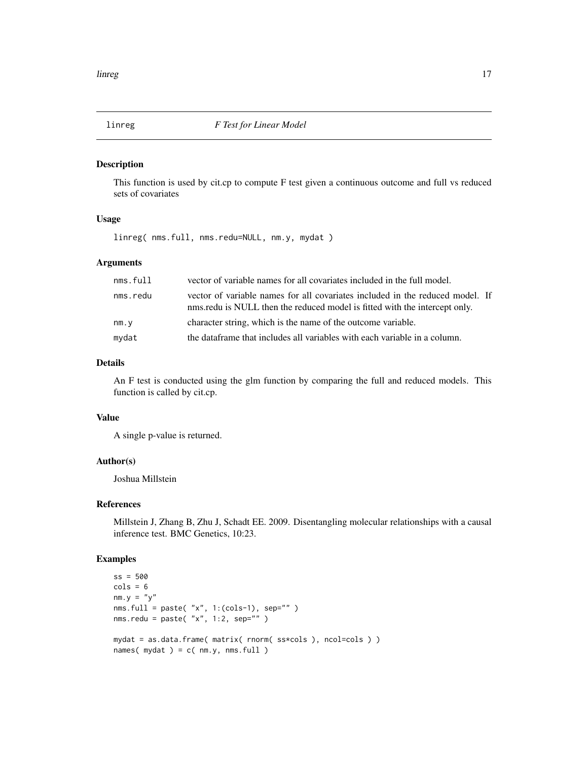# linreg — *F Test for Linear Model*

## Description

This function is used by cit.cp to compute F test given a continuous outcome and full vs reduced sets of covariates

## Usage

```
linreg( nms.full, nms.redu=NULL, nm.y, mydat )
```

## Arguments

| | |
|---|---|
| `nms.full` | vector of variable names for all covariates included in the full model. |
| `nms.redu` | vector of variable names for all covariates included in the reduced model. If nms.redu is NULL then the reduced model is fitted with the intercept only. |
| `nm.y` | character string, which is the name of the outcome variable. |
| `mydat` | the dataframe that includes all variables with each variable in a column. |

## Details

An F test is conducted using the glm function by comparing the full and reduced models. This function is called by cit.cp.

## Value

A single p-value is returned.

## Author(s)

Joshua Millstein

## References

Millstein J, Zhang B, Zhu J, Schadt EE. 2009. Disentangling molecular relationships with a causal inference test. BMC Genetics, 10:23.

## Examples

```
ss = 500
cols = 6
nm.y = "y"
nms.full = paste( "x", 1:(cols-1), sep="" )
nms.redu = paste( "x", 1:2, sep="" )

mydat = as.data.frame( matrix( rnorm( ss*cols ), ncol=cols ) )
names( mydat ) = c( nm.y, nms.full )
```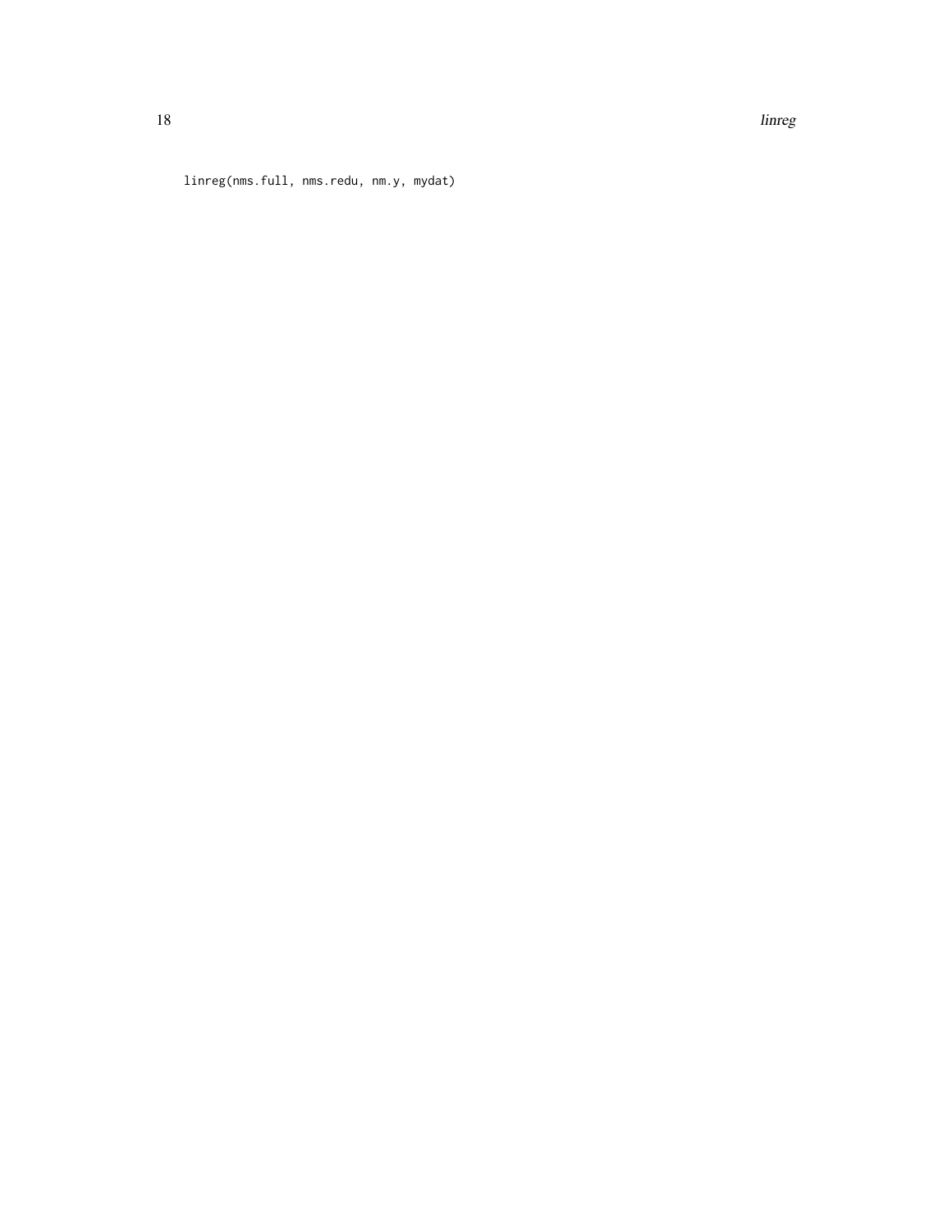```
linreg(nms.full, nms.redu, nm.y, mydat)
```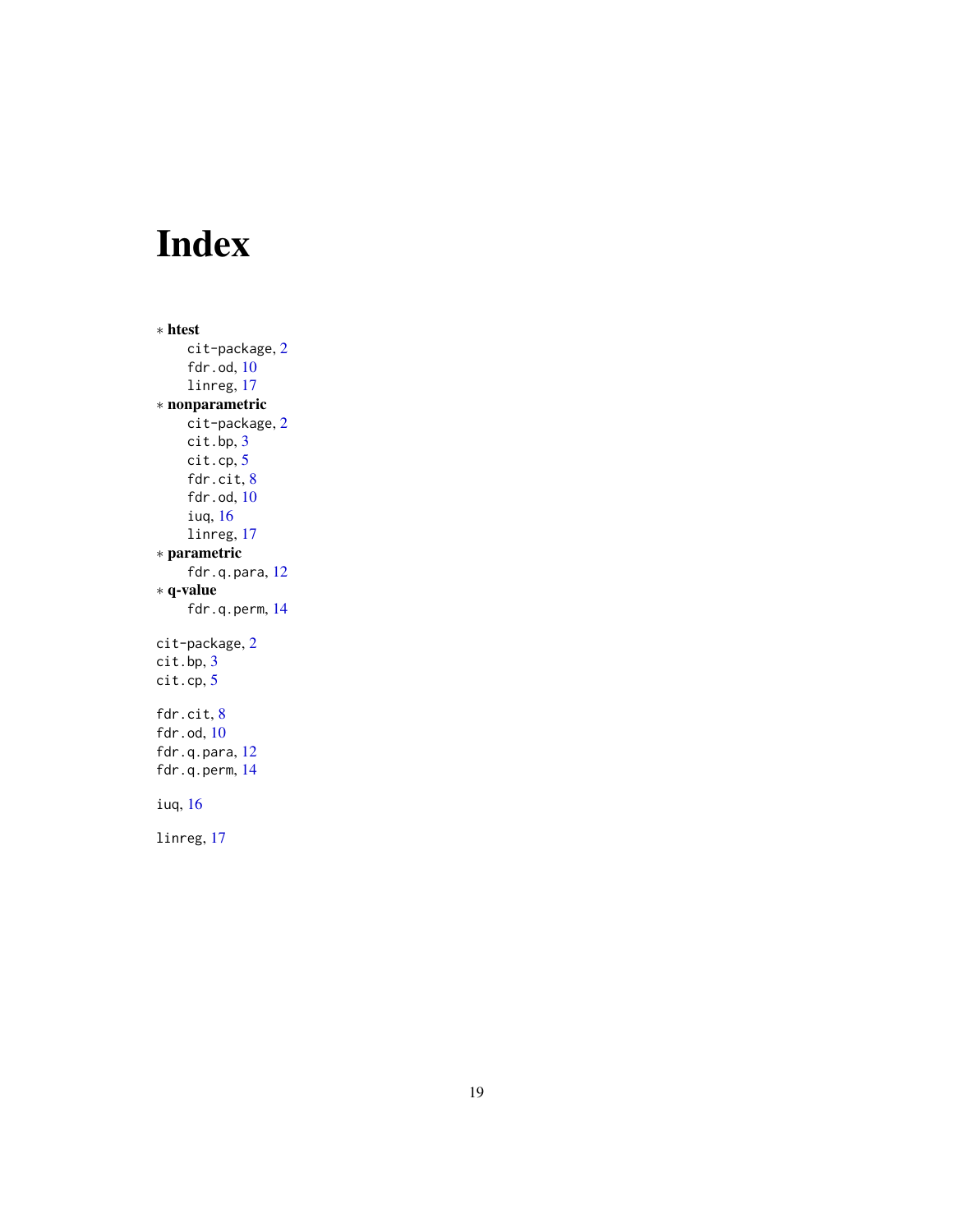# Index

∗ **htest**
- cit-package, 2
- fdr.od, 10
- linreg, 17

∗ **nonparametric**
- cit-package, 2
- cit.bp, 3
- cit.cp, 5
- fdr.cit, 8
- fdr.od, 10
- iuq, 16
- linreg, 17

∗ **parametric**
- fdr.q.para, 12

∗ **q-value**
- fdr.q.perm, 14

cit-package, 2
cit.bp, 3
cit.cp, 5

fdr.cit, 8
fdr.od, 10
fdr.q.para, 12
fdr.q.perm, 14

iuq, 16

linreg, 17